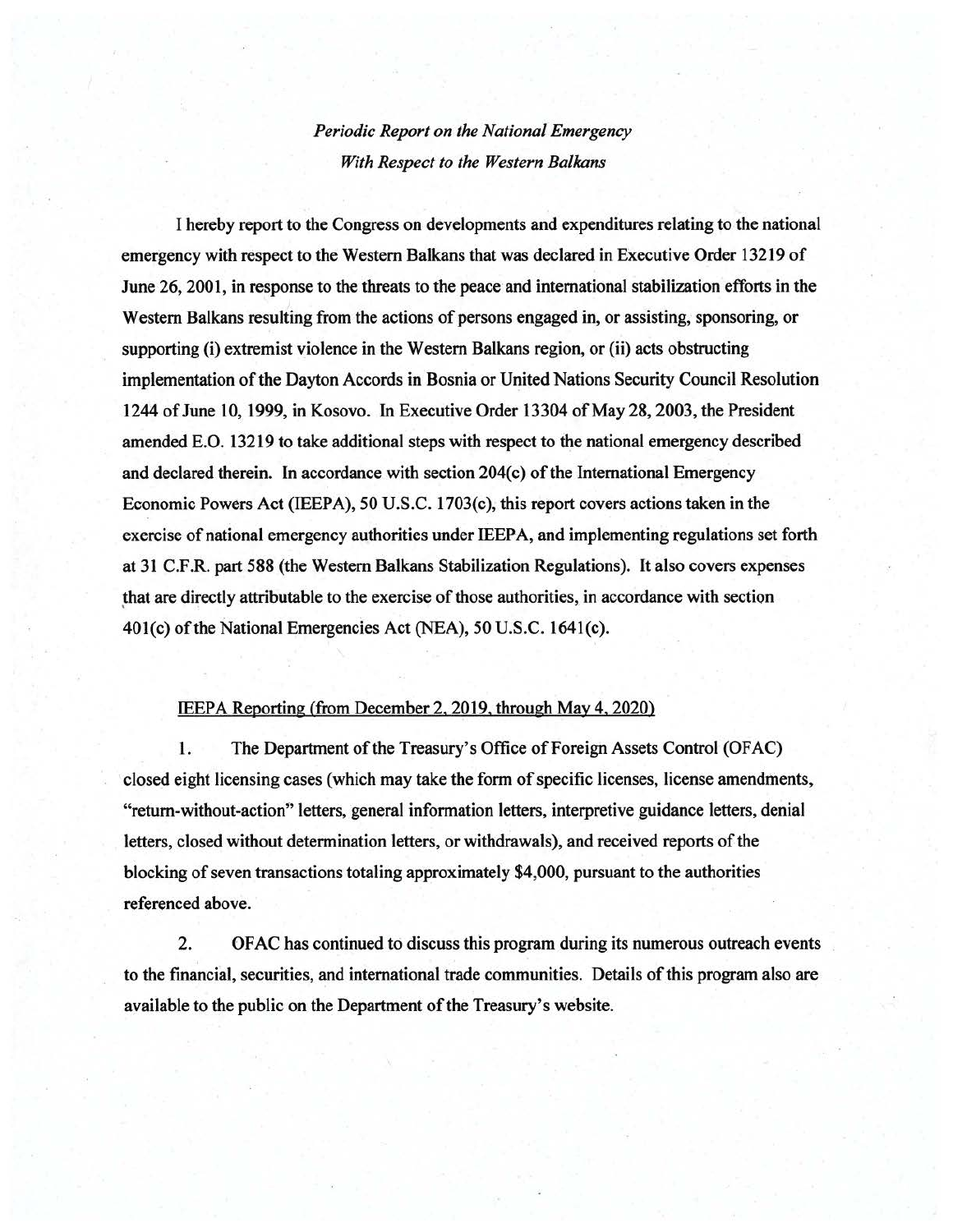*Periodic Report on the National Emergency*
*With Respect to the Western Balkans*

I hereby report to the Congress on developments and expenditures relating to the national emergency with respect to the Western Balkans that was declared in Executive Order 13219 of June 26, 2001, in response to the threats to the peace and international stabilization efforts in the Western Balkans resulting from the actions of persons engaged in, or assisting, sponsoring, or supporting (i) extremist violence in the Western Balkans region, or (ii) acts obstructing implementation of the Dayton Accords in Bosnia or United Nations Security Council Resolution 1244 of June 10, 1999, in Kosovo. In Executive Order 13304 of May 28, 2003, the President amended E.O. 13219 to take additional steps with respect to the national emergency described and declared therein. In accordance with section 204(c) of the International Emergency Economic Powers Act (IEEPA), 50 U.S.C. 1703(c), this report covers actions taken in the exercise of national emergency authorities under IEEPA, and implementing regulations set forth at 31 C.F.R. part 588 (the Western Balkans Stabilization Regulations). It also covers expenses that are directly attributable to the exercise of those authorities, in accordance with section 401(c) of the National Emergencies Act (NEA), 50 U.S.C. 1641(c).

IEEPA Reporting (from December 2, 2019, through May 4, 2020)

1. The Department of the Treasury's Office of Foreign Assets Control (OFAC) closed eight licensing cases (which may take the form of specific licenses, license amendments, "return-without-action" letters, general information letters, interpretive guidance letters, denial letters, closed without determination letters, or withdrawals), and received reports of the blocking of seven transactions totaling approximately $4,000, pursuant to the authorities referenced above.

2. OFAC has continued to discuss this program during its numerous outreach events to the financial, securities, and international trade communities. Details of this program also are available to the public on the Department of the Treasury's website.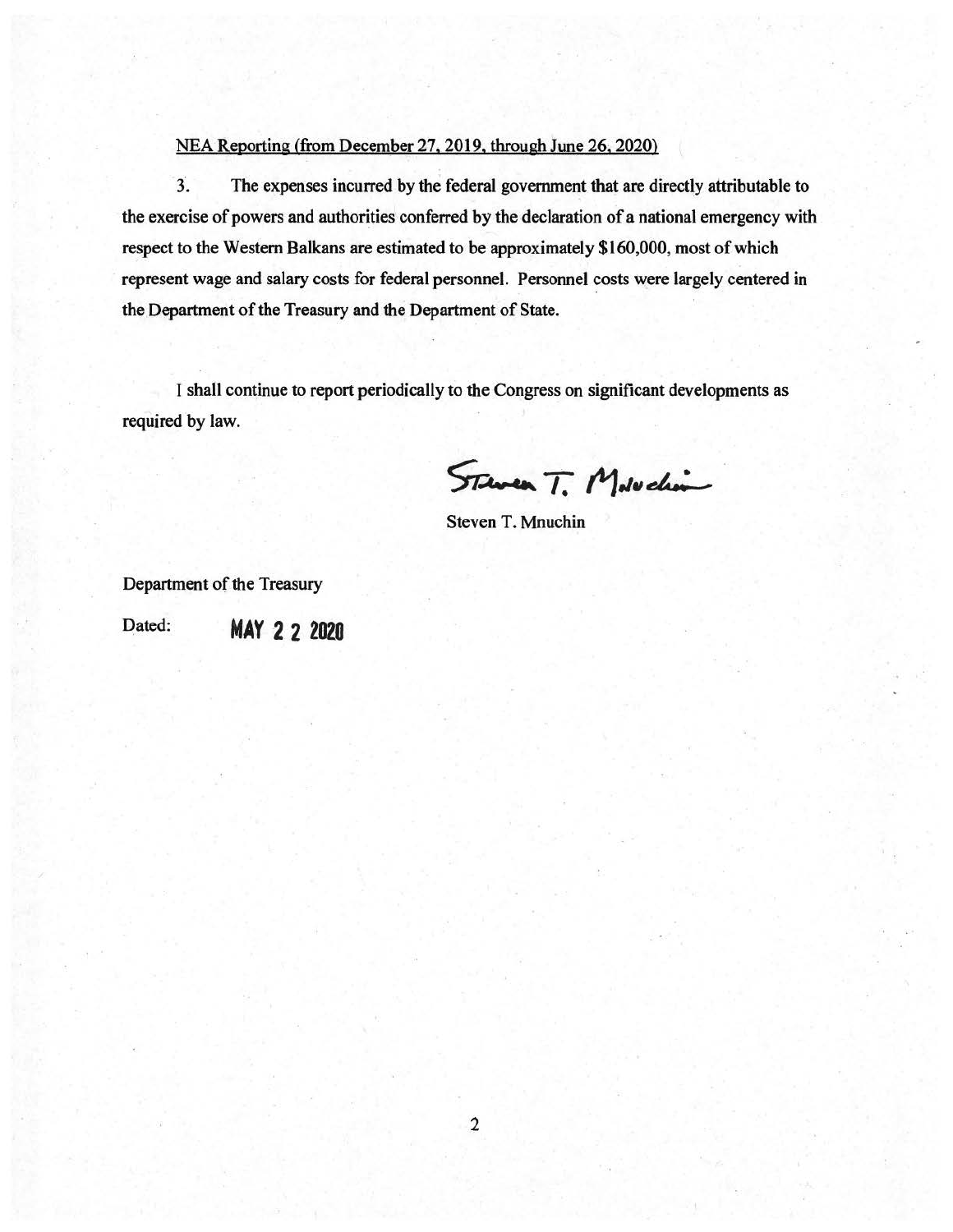<u>NEA Reporting (from December 27, 2019, through June 26, 2020)</u>

3. The expenses incurred by the federal government that are directly attributable to the exercise of powers and authorities conferred by the declaration of a national emergency with respect to the Western Balkans are estimated to be approximately $160,000, most of which represent wage and salary costs for federal personnel. Personnel costs were largely centered in the Department of the Treasury and the Department of State.

I shall continue to report periodically to the Congress on significant developments as required by law.

Steven T. Mnuchin

Department of the Treasury

Dated: **MAY 2 2 2020**